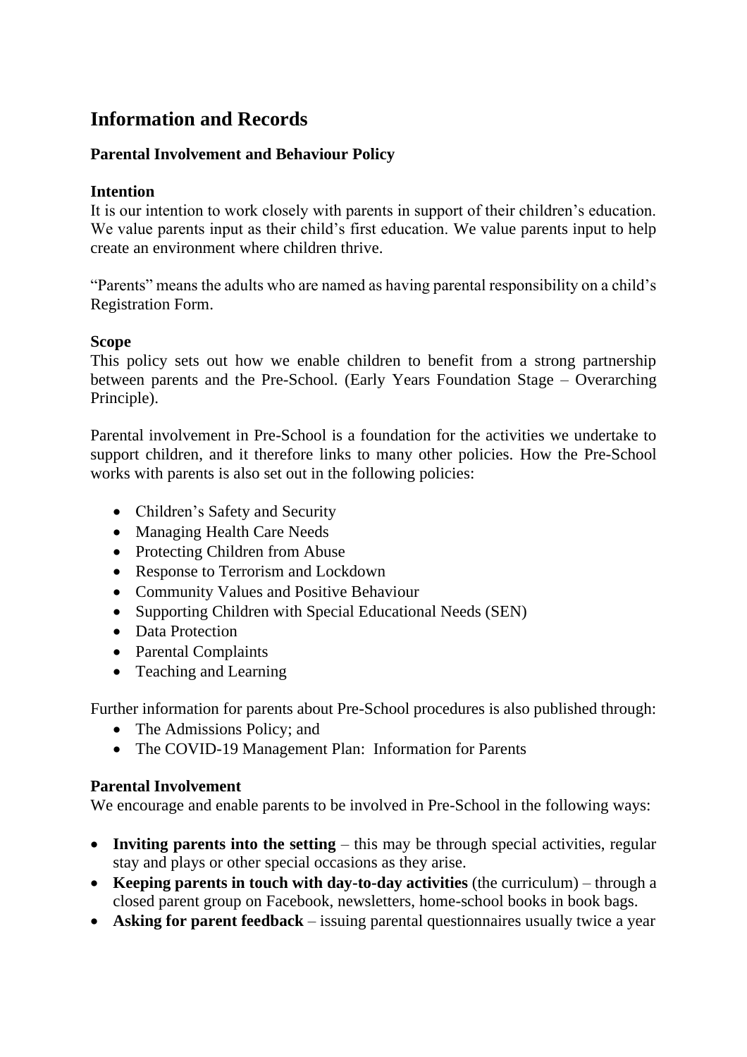# Information and Records

### Parental Involvement and Behaviour Policy

**Intention**

It is our intention to work closely with parents in support of their children's education. We value parents input as their child's first education. We value parents input to help create an environment where children thrive.

"Parents" means the adults who are named as having parental responsibility on a child's Registration Form.

**Scope**

This policy sets out how we enable children to benefit from a strong partnership between parents and the Pre-School. (Early Years Foundation Stage – Overarching Principle).

Parental involvement in Pre-School is a foundation for the activities we undertake to support children, and it therefore links to many other policies. How the Pre-School works with parents is also set out in the following policies:

- Children's Safety and Security
- Managing Health Care Needs
- Protecting Children from Abuse
- Response to Terrorism and Lockdown
- Community Values and Positive Behaviour
- Supporting Children with Special Educational Needs (SEN)
- Data Protection
- Parental Complaints
- Teaching and Learning

Further information for parents about Pre-School procedures is also published through:

- The Admissions Policy; and
- The COVID-19 Management Plan: Information for Parents

**Parental Involvement**

We encourage and enable parents to be involved in Pre-School in the following ways:

- **Inviting parents into the setting** – this may be through special activities, regular stay and plays or other special occasions as they arise.
- **Keeping parents in touch with day-to-day activities** (the curriculum) – through a closed parent group on Facebook, newsletters, home-school books in book bags.
- **Asking for parent feedback** – issuing parental questionnaires usually twice a year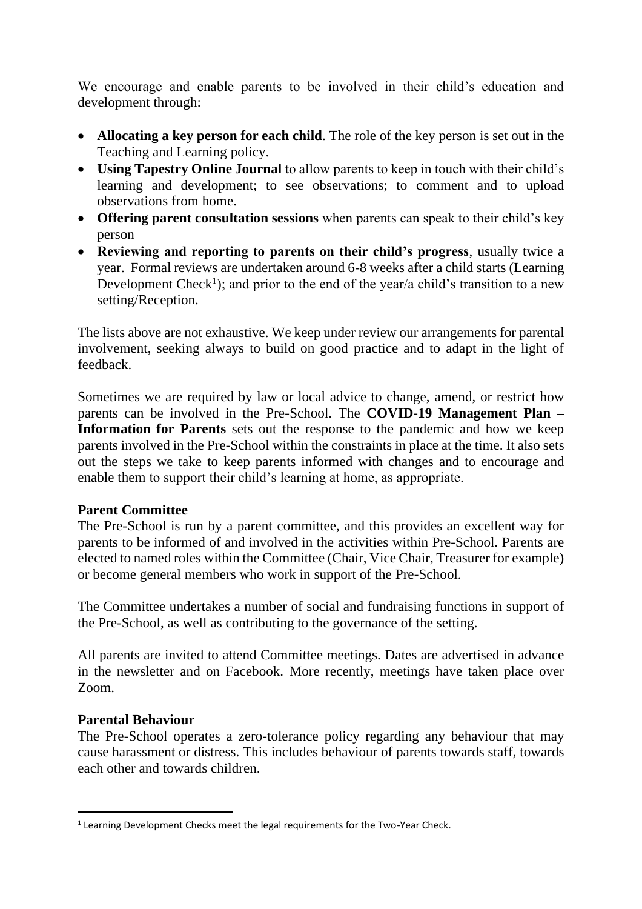We encourage and enable parents to be involved in their child's education and development through:

- **Allocating a key person for each child**. The role of the key person is set out in the Teaching and Learning policy.
- **Using Tapestry Online Journal** to allow parents to keep in touch with their child's learning and development; to see observations; to comment and to upload observations from home.
- **Offering parent consultation sessions** when parents can speak to their child's key person
- **Reviewing and reporting to parents on their child's progress**, usually twice a year. Formal reviews are undertaken around 6-8 weeks after a child starts (Learning Development Check[1]); and prior to the end of the year/a child's transition to a new setting/Reception.

The lists above are not exhaustive. We keep under review our arrangements for parental involvement, seeking always to build on good practice and to adapt in the light of feedback.

Sometimes we are required by law or local advice to change, amend, or restrict how parents can be involved in the Pre-School. The **COVID-19 Management Plan – Information for Parents** sets out the response to the pandemic and how we keep parents involved in the Pre-School within the constraints in place at the time. It also sets out the steps we take to keep parents informed with changes and to encourage and enable them to support their child's learning at home, as appropriate.

**Parent Committee**

The Pre-School is run by a parent committee, and this provides an excellent way for parents to be informed of and involved in the activities within Pre-School. Parents are elected to named roles within the Committee (Chair, Vice Chair, Treasurer for example) or become general members who work in support of the Pre-School.

The Committee undertakes a number of social and fundraising functions in support of the Pre-School, as well as contributing to the governance of the setting.

All parents are invited to attend Committee meetings. Dates are advertised in advance in the newsletter and on Facebook. More recently, meetings have taken place over Zoom.

**Parental Behaviour**

The Pre-School operates a zero-tolerance policy regarding any behaviour that may cause harassment or distress. This includes behaviour of parents towards staff, towards each other and towards children.

[1] Learning Development Checks meet the legal requirements for the Two-Year Check.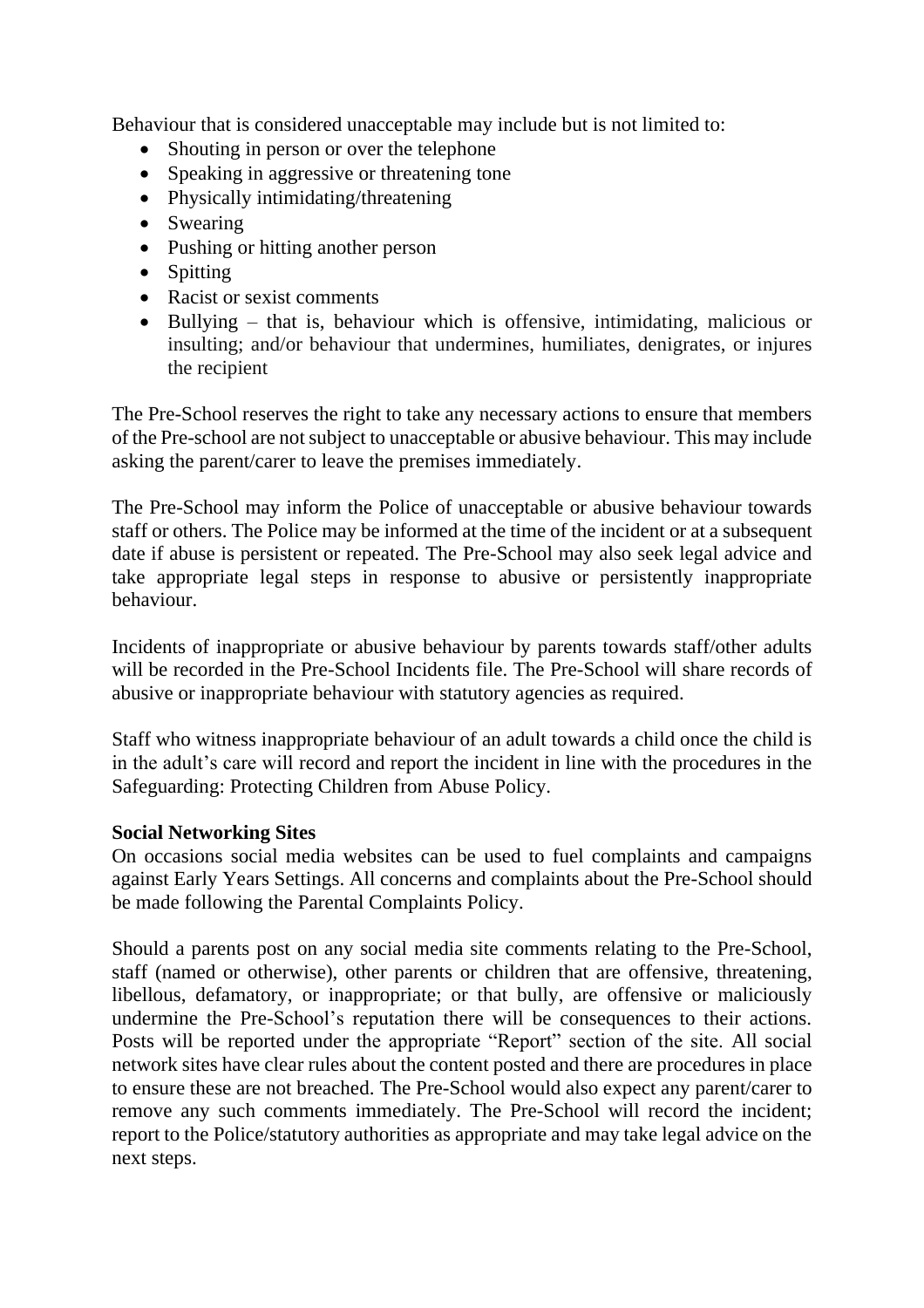Behaviour that is considered unacceptable may include but is not limited to:

- Shouting in person or over the telephone
- Speaking in aggressive or threatening tone
- Physically intimidating/threatening
- Swearing
- Pushing or hitting another person
- Spitting
- Racist or sexist comments
- Bullying – that is, behaviour which is offensive, intimidating, malicious or insulting; and/or behaviour that undermines, humiliates, denigrates, or injures the recipient

The Pre-School reserves the right to take any necessary actions to ensure that members of the Pre-school are not subject to unacceptable or abusive behaviour. This may include asking the parent/carer to leave the premises immediately.

The Pre-School may inform the Police of unacceptable or abusive behaviour towards staff or others. The Police may be informed at the time of the incident or at a subsequent date if abuse is persistent or repeated. The Pre-School may also seek legal advice and take appropriate legal steps in response to abusive or persistently inappropriate behaviour.

Incidents of inappropriate or abusive behaviour by parents towards staff/other adults will be recorded in the Pre-School Incidents file. The Pre-School will share records of abusive or inappropriate behaviour with statutory agencies as required.

Staff who witness inappropriate behaviour of an adult towards a child once the child is in the adult's care will record and report the incident in line with the procedures in the Safeguarding: Protecting Children from Abuse Policy.

**Social Networking Sites**

On occasions social media websites can be used to fuel complaints and campaigns against Early Years Settings. All concerns and complaints about the Pre-School should be made following the Parental Complaints Policy.

Should a parents post on any social media site comments relating to the Pre-School, staff (named or otherwise), other parents or children that are offensive, threatening, libellous, defamatory, or inappropriate; or that bully, are offensive or maliciously undermine the Pre-School's reputation there will be consequences to their actions. Posts will be reported under the appropriate "Report" section of the site. All social network sites have clear rules about the content posted and there are procedures in place to ensure these are not breached. The Pre-School would also expect any parent/carer to remove any such comments immediately. The Pre-School will record the incident; report to the Police/statutory authorities as appropriate and may take legal advice on the next steps.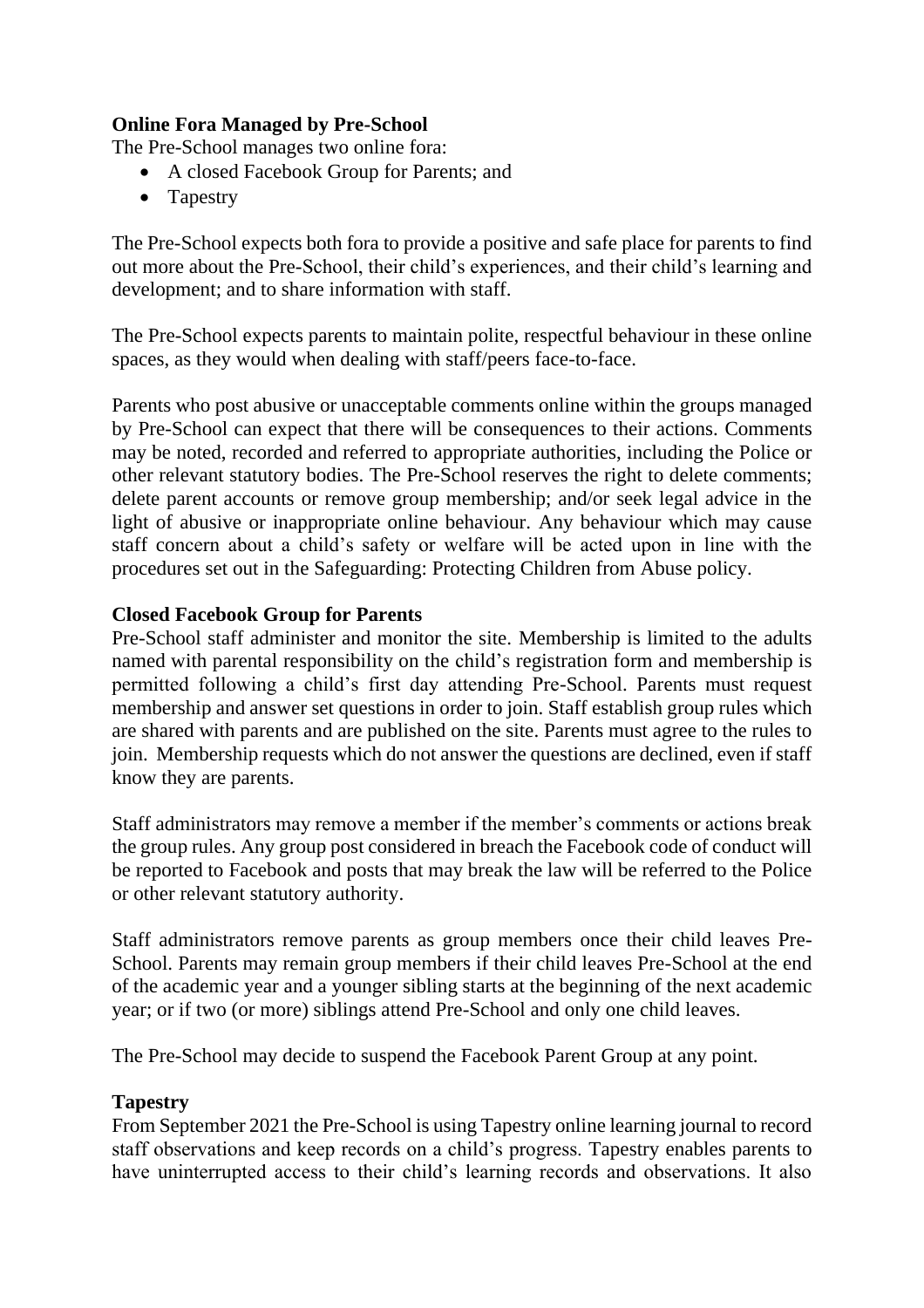**Online Fora Managed by Pre-School**

The Pre-School manages two online fora:

- A closed Facebook Group for Parents; and
- Tapestry

The Pre-School expects both fora to provide a positive and safe place for parents to find out more about the Pre-School, their child's experiences, and their child's learning and development; and to share information with staff.

The Pre-School expects parents to maintain polite, respectful behaviour in these online spaces, as they would when dealing with staff/peers face-to-face.

Parents who post abusive or unacceptable comments online within the groups managed by Pre-School can expect that there will be consequences to their actions. Comments may be noted, recorded and referred to appropriate authorities, including the Police or other relevant statutory bodies. The Pre-School reserves the right to delete comments; delete parent accounts or remove group membership; and/or seek legal advice in the light of abusive or inappropriate online behaviour. Any behaviour which may cause staff concern about a child's safety or welfare will be acted upon in line with the procedures set out in the Safeguarding: Protecting Children from Abuse policy.

**Closed Facebook Group for Parents**

Pre-School staff administer and monitor the site. Membership is limited to the adults named with parental responsibility on the child's registration form and membership is permitted following a child's first day attending Pre-School. Parents must request membership and answer set questions in order to join. Staff establish group rules which are shared with parents and are published on the site. Parents must agree to the rules to join. Membership requests which do not answer the questions are declined, even if staff know they are parents.

Staff administrators may remove a member if the member's comments or actions break the group rules. Any group post considered in breach the Facebook code of conduct will be reported to Facebook and posts that may break the law will be referred to the Police or other relevant statutory authority.

Staff administrators remove parents as group members once their child leaves Pre-School. Parents may remain group members if their child leaves Pre-School at the end of the academic year and a younger sibling starts at the beginning of the next academic year; or if two (or more) siblings attend Pre-School and only one child leaves.

The Pre-School may decide to suspend the Facebook Parent Group at any point.

**Tapestry**

From September 2021 the Pre-School is using Tapestry online learning journal to record staff observations and keep records on a child's progress. Tapestry enables parents to have uninterrupted access to their child's learning records and observations. It also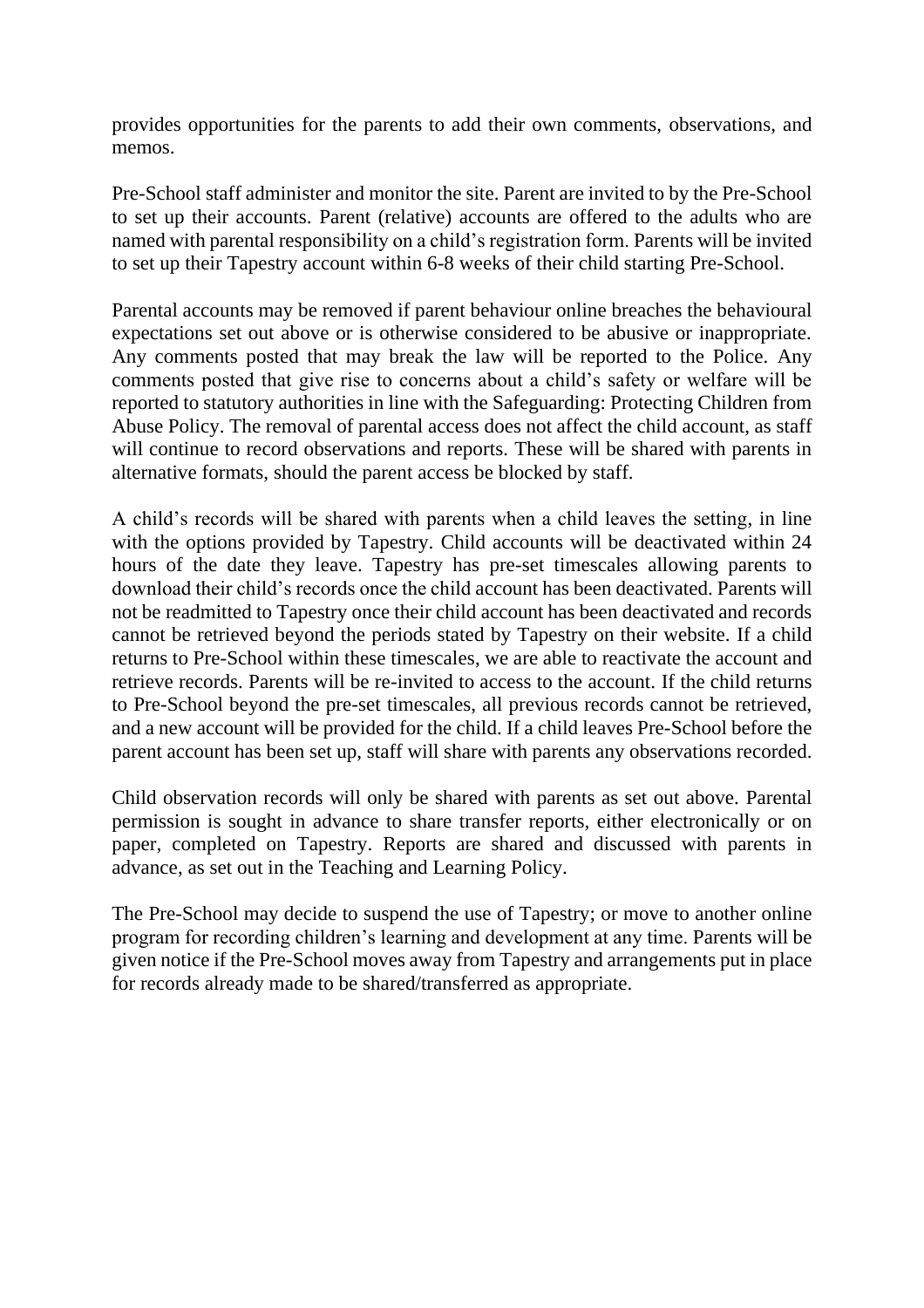provides opportunities for the parents to add their own comments, observations, and memos.

Pre-School staff administer and monitor the site. Parent are invited to by the Pre-School to set up their accounts. Parent (relative) accounts are offered to the adults who are named with parental responsibility on a child's registration form. Parents will be invited to set up their Tapestry account within 6-8 weeks of their child starting Pre-School.

Parental accounts may be removed if parent behaviour online breaches the behavioural expectations set out above or is otherwise considered to be abusive or inappropriate. Any comments posted that may break the law will be reported to the Police. Any comments posted that give rise to concerns about a child's safety or welfare will be reported to statutory authorities in line with the Safeguarding: Protecting Children from Abuse Policy. The removal of parental access does not affect the child account, as staff will continue to record observations and reports. These will be shared with parents in alternative formats, should the parent access be blocked by staff.

A child's records will be shared with parents when a child leaves the setting, in line with the options provided by Tapestry. Child accounts will be deactivated within 24 hours of the date they leave. Tapestry has pre-set timescales allowing parents to download their child's records once the child account has been deactivated. Parents will not be readmitted to Tapestry once their child account has been deactivated and records cannot be retrieved beyond the periods stated by Tapestry on their website. If a child returns to Pre-School within these timescales, we are able to reactivate the account and retrieve records. Parents will be re-invited to access to the account. If the child returns to Pre-School beyond the pre-set timescales, all previous records cannot be retrieved, and a new account will be provided for the child. If a child leaves Pre-School before the parent account has been set up, staff will share with parents any observations recorded.

Child observation records will only be shared with parents as set out above. Parental permission is sought in advance to share transfer reports, either electronically or on paper, completed on Tapestry. Reports are shared and discussed with parents in advance, as set out in the Teaching and Learning Policy.

The Pre-School may decide to suspend the use of Tapestry; or move to another online program for recording children's learning and development at any time. Parents will be given notice if the Pre-School moves away from Tapestry and arrangements put in place for records already made to be shared/transferred as appropriate.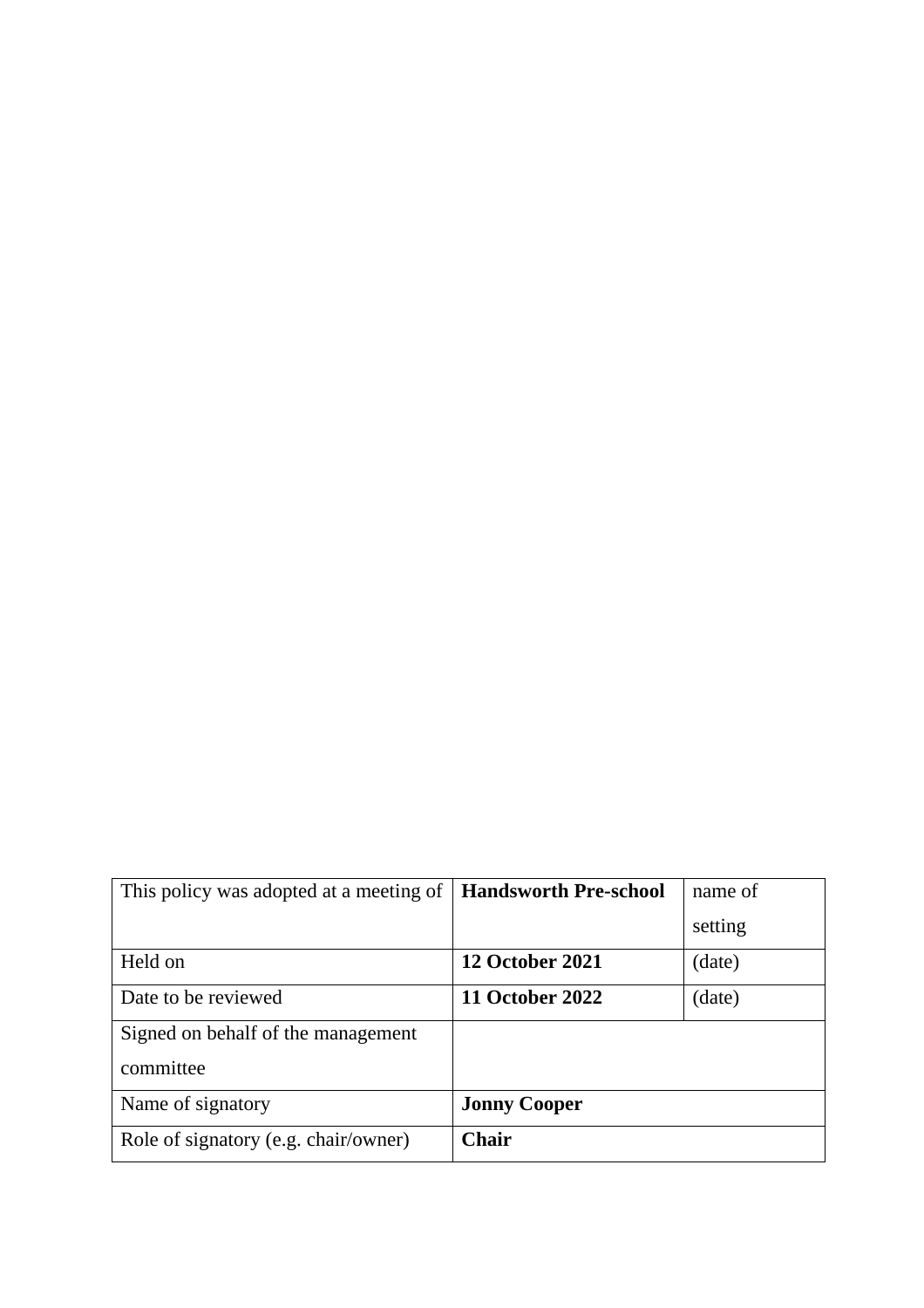| | | |
|---|---|---|
| This policy was adopted at a meeting of | **Handsworth Pre-school** | name of setting |
| Held on | **12 October 2021** | (date) |
| Date to be reviewed | **11 October 2022** | (date) |
| Signed on behalf of the management committee | | |
| Name of signatory | **Jonny Cooper** | |
| Role of signatory (e.g. chair/owner) | **Chair** | |